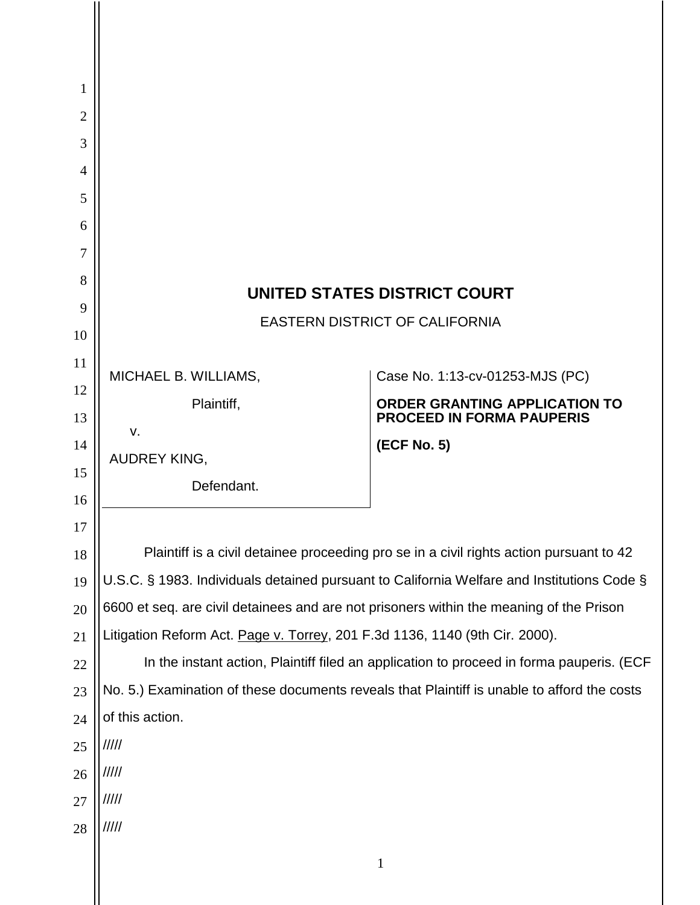# UNITED STATES DISTRICT COURT

EASTERN DISTRICT OF CALIFORNIA

| | |
|---|---|
| MICHAEL B. WILLIAMS,<br><br>Plaintiff,<br><br>v.<br><br>AUDREY KING,<br><br>Defendant. | Case No. 1:13-cv-01253-MJS (PC)<br><br>**ORDER GRANTING APPLICATION TO PROCEED IN FORMA PAUPERIS**<br><br>**(ECF No. 5)** |

Plaintiff is a civil detainee proceeding pro se in a civil rights action pursuant to 42 U.S.C. § 1983. Individuals detained pursuant to California Welfare and Institutions Code § 6600 et seq. are civil detainees and are not prisoners within the meaning of the Prison Litigation Reform Act. Page v. Torrey, 201 F.3d 1136, 1140 (9th Cir. 2000).

In the instant action, Plaintiff filed an application to proceed in forma pauperis. (ECF No. 5.) Examination of these documents reveals that Plaintiff is unable to afford the costs of this action.

/////

/////

/////

/////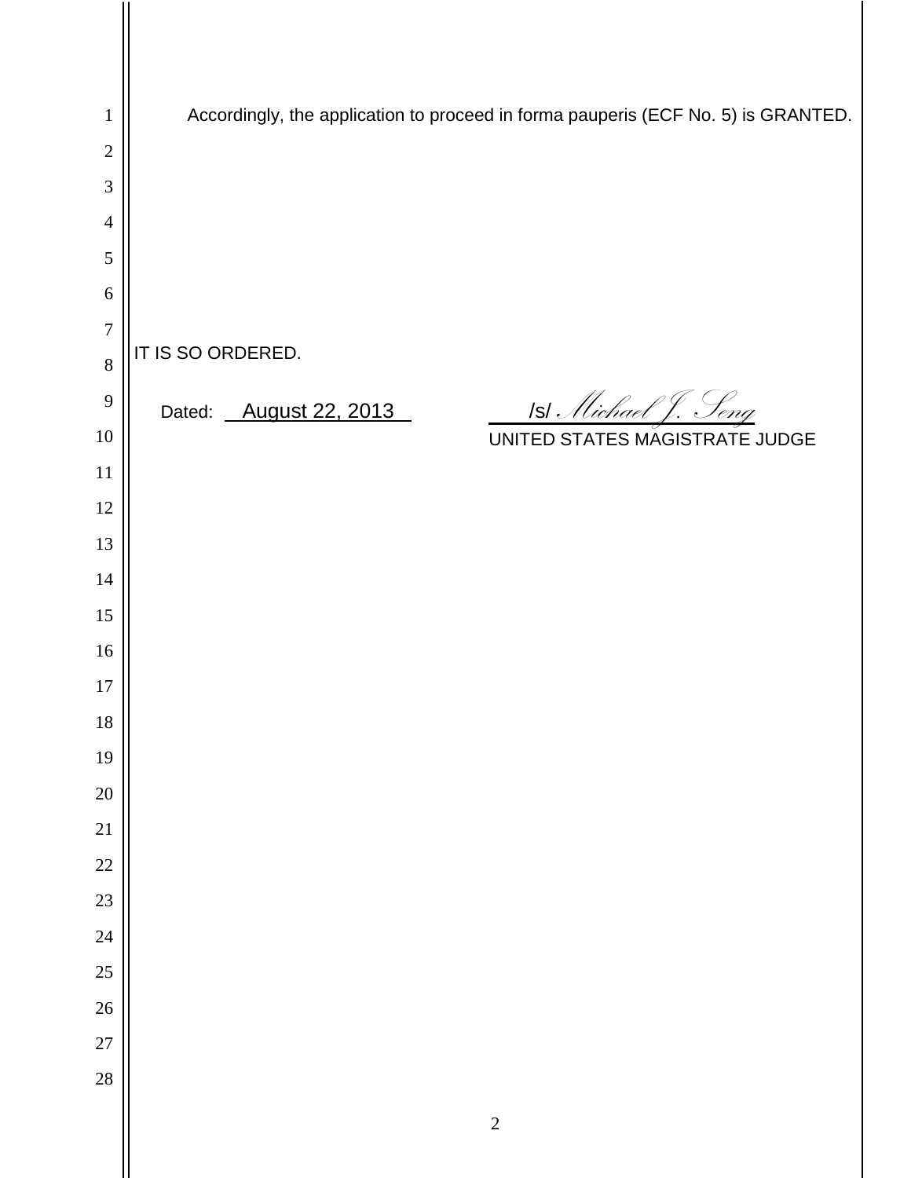Accordingly, the application to proceed in forma pauperis (ECF No. 5) is GRANTED.

IT IS SO ORDERED.

Dated: August 22, 2013

/s/ *Michael J. Seng*
UNITED STATES MAGISTRATE JUDGE